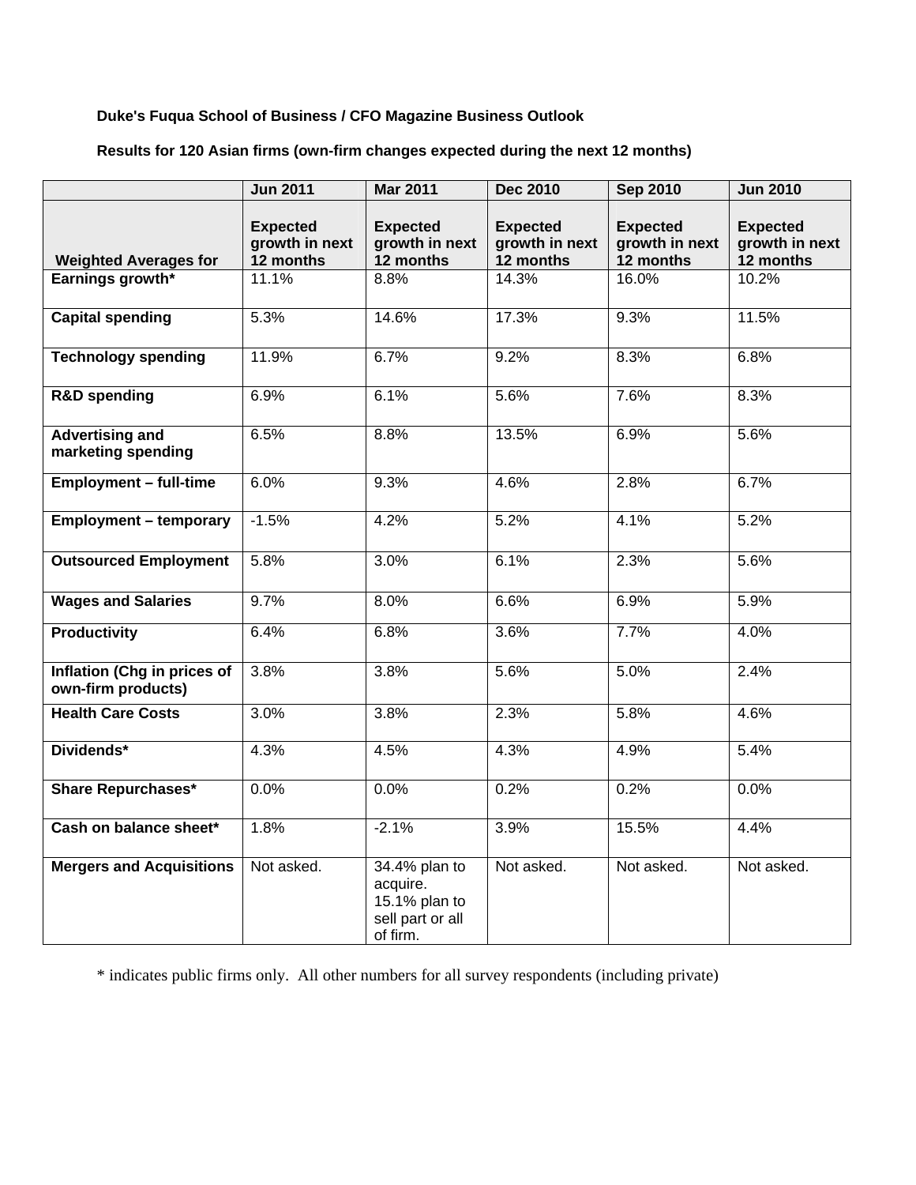**Duke's Fuqua School of Business / CFO Magazine Business Outlook**

**Results for 120 Asian firms (own-firm changes expected during the next 12 months)**

| | **Jun 2011** | **Mar 2011** | **Dec 2010** | **Sep 2010** | **Jun 2010** |
|---|---|---|---|---|---|
| **Weighted Averages for** | **Expected growth in next 12 months** | **Expected growth in next 12 months** | **Expected growth in next 12 months** | **Expected growth in next 12 months** | **Expected growth in next 12 months** |
| **Earnings growth*** | 11.1% | 8.8% | 14.3% | 16.0% | 10.2% |
| **Capital spending** | 5.3% | 14.6% | 17.3% | 9.3% | 11.5% |
| **Technology spending** | 11.9% | 6.7% | 9.2% | 8.3% | 6.8% |
| **R&D spending** | 6.9% | 6.1% | 5.6% | 7.6% | 8.3% |
| **Advertising and marketing spending** | 6.5% | 8.8% | 13.5% | 6.9% | 5.6% |
| **Employment – full-time** | 6.0% | 9.3% | 4.6% | 2.8% | 6.7% |
| **Employment – temporary** | -1.5% | 4.2% | 5.2% | 4.1% | 5.2% |
| **Outsourced Employment** | 5.8% | 3.0% | 6.1% | 2.3% | 5.6% |
| **Wages and Salaries** | 9.7% | 8.0% | 6.6% | 6.9% | 5.9% |
| **Productivity** | 6.4% | 6.8% | 3.6% | 7.7% | 4.0% |
| **Inflation (Chg in prices of own-firm products)** | 3.8% | 3.8% | 5.6% | 5.0% | 2.4% |
| **Health Care Costs** | 3.0% | 3.8% | 2.3% | 5.8% | 4.6% |
| **Dividends*** | 4.3% | 4.5% | 4.3% | 4.9% | 5.4% |
| **Share Repurchases*** | 0.0% | 0.0% | 0.2% | 0.2% | 0.0% |
| **Cash on balance sheet*** | 1.8% | -2.1% | 3.9% | 15.5% | 4.4% |
| **Mergers and Acquisitions** | Not asked. | 34.4% plan to acquire. 15.1% plan to sell part or all of firm. | Not asked. | Not asked. | Not asked. |

* indicates public firms only. All other numbers for all survey respondents (including private)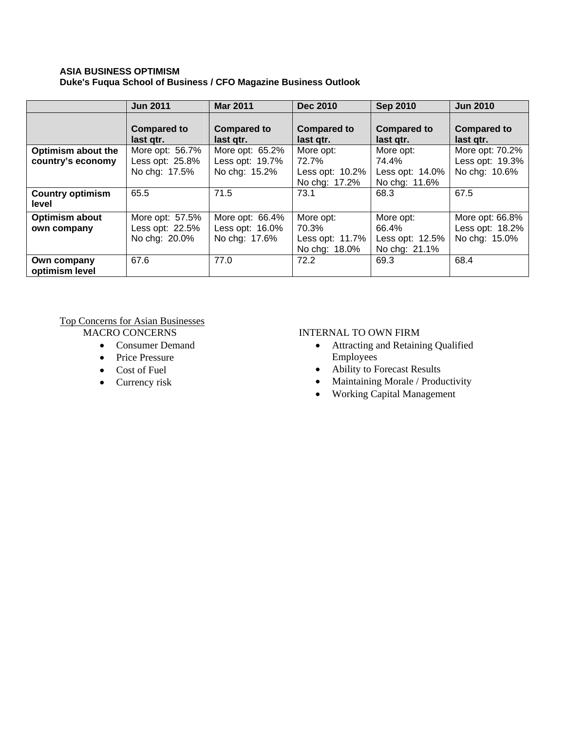**ASIA BUSINESS OPTIMISM**
**Duke's Fuqua School of Business / CFO Magazine Business Outlook**

| | Jun 2011 | Mar 2011 | Dec 2010 | Sep 2010 | Jun 2010 |
|---|---|---|---|---|---|
| | **Compared to last qtr.** | **Compared to last qtr.** | **Compared to last qtr.** | **Compared to last qtr.** | **Compared to last qtr.** |
| **Optimism about the country's economy** | More opt: 56.7%<br>Less opt: 25.8%<br>No chg: 17.5% | More opt: 65.2%<br>Less opt: 19.7%<br>No chg: 15.2% | More opt: 72.7%<br>Less opt: 10.2%<br>No chg: 17.2% | More opt: 74.4%<br>Less opt: 14.0%<br>No chg: 11.6% | More opt: 70.2%<br>Less opt: 19.3%<br>No chg: 10.6% |
| **Country optimism level** | 65.5 | 71.5 | 73.1 | 68.3 | 67.5 |
| **Optimism about own company** | More opt: 57.5%<br>Less opt: 22.5%<br>No chg: 20.0% | More opt: 66.4%<br>Less opt: 16.0%<br>No chg: 17.6% | More opt: 70.3%<br>Less opt: 11.7%<br>No chg: 18.0% | More opt: 66.4%<br>Less opt: 12.5%<br>No chg: 21.1% | More opt: 66.8%<br>Less opt: 18.2%<br>No chg: 15.0% |
| **Own company optimism level** | 67.6 | 77.0 | 72.2 | 69.3 | 68.4 |

Top Concerns for Asian Businesses

MACRO CONCERNS

- Consumer Demand
- Price Pressure
- Cost of Fuel
- Currency risk

INTERNAL TO OWN FIRM

- Attracting and Retaining Qualified Employees
- Ability to Forecast Results
- Maintaining Morale / Productivity
- Working Capital Management